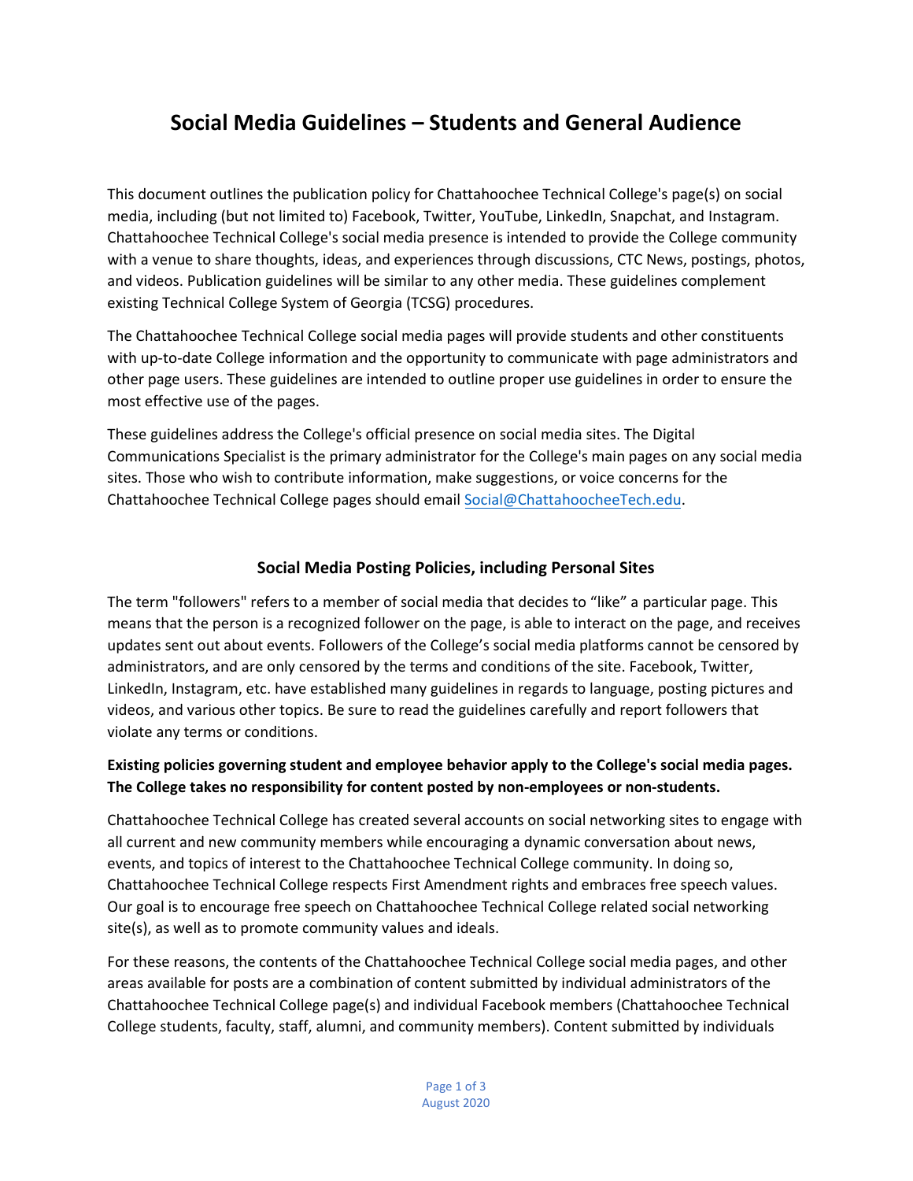# Social Media Guidelines – Students and General Audience

This document outlines the publication policy for Chattahoochee Technical College's page(s) on social media, including (but not limited to) Facebook, Twitter, YouTube, LinkedIn, Snapchat, and Instagram. Chattahoochee Technical College's social media presence is intended to provide the College community with a venue to share thoughts, ideas, and experiences through discussions, CTC News, postings, photos, and videos. Publication guidelines will be similar to any other media. These guidelines complement existing Technical College System of Georgia (TCSG) procedures.

The Chattahoochee Technical College social media pages will provide students and other constituents with up-to-date College information and the opportunity to communicate with page administrators and other page users. These guidelines are intended to outline proper use guidelines in order to ensure the most effective use of the pages.

These guidelines address the College's official presence on social media sites. The Digital Communications Specialist is the primary administrator for the College's main pages on any social media sites. Those who wish to contribute information, make suggestions, or voice concerns for the Chattahoochee Technical College pages should email Social@ChattahoocheeTech.edu.

## Social Media Posting Policies, including Personal Sites

The term "followers" refers to a member of social media that decides to "like" a particular page. This means that the person is a recognized follower on the page, is able to interact on the page, and receives updates sent out about events. Followers of the College's social media platforms cannot be censored by administrators, and are only censored by the terms and conditions of the site. Facebook, Twitter, LinkedIn, Instagram, etc. have established many guidelines in regards to language, posting pictures and videos, and various other topics. Be sure to read the guidelines carefully and report followers that violate any terms or conditions.

**Existing policies governing student and employee behavior apply to the College's social media pages. The College takes no responsibility for content posted by non-employees or non-students.**

Chattahoochee Technical College has created several accounts on social networking sites to engage with all current and new community members while encouraging a dynamic conversation about news, events, and topics of interest to the Chattahoochee Technical College community. In doing so, Chattahoochee Technical College respects First Amendment rights and embraces free speech values. Our goal is to encourage free speech on Chattahoochee Technical College related social networking site(s), as well as to promote community values and ideals.

For these reasons, the contents of the Chattahoochee Technical College social media pages, and other areas available for posts are a combination of content submitted by individual administrators of the Chattahoochee Technical College page(s) and individual Facebook members (Chattahoochee Technical College students, faculty, staff, alumni, and community members). Content submitted by individuals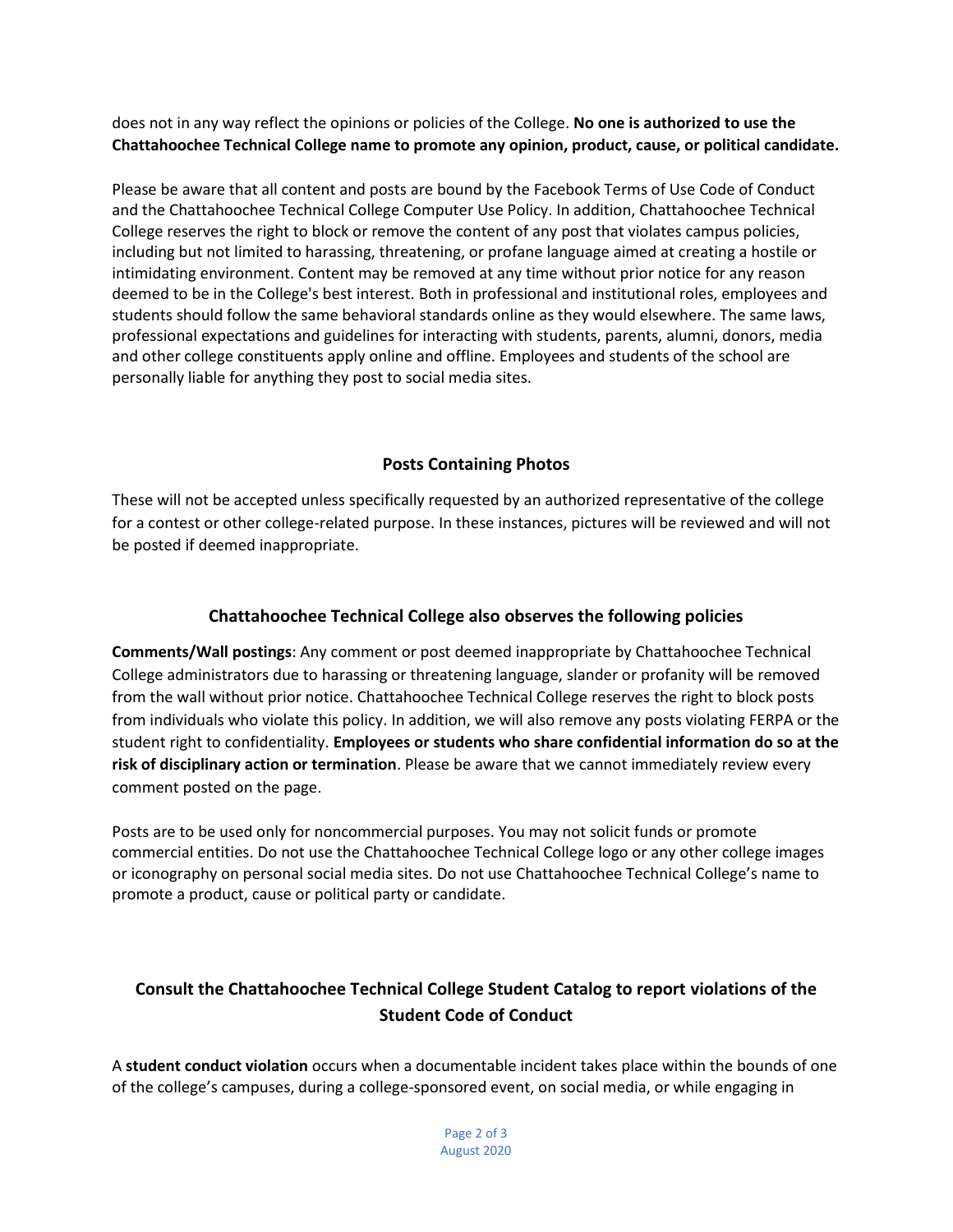does not in any way reflect the opinions or policies of the College. **No one is authorized to use the Chattahoochee Technical College name to promote any opinion, product, cause, or political candidate.**

Please be aware that all content and posts are bound by the Facebook Terms of Use Code of Conduct and the Chattahoochee Technical College Computer Use Policy. In addition, Chattahoochee Technical College reserves the right to block or remove the content of any post that violates campus policies, including but not limited to harassing, threatening, or profane language aimed at creating a hostile or intimidating environment. Content may be removed at any time without prior notice for any reason deemed to be in the College's best interest. Both in professional and institutional roles, employees and students should follow the same behavioral standards online as they would elsewhere. The same laws, professional expectations and guidelines for interacting with students, parents, alumni, donors, media and other college constituents apply online and offline. Employees and students of the school are personally liable for anything they post to social media sites.

## Posts Containing Photos

These will not be accepted unless specifically requested by an authorized representative of the college for a contest or other college-related purpose. In these instances, pictures will be reviewed and will not be posted if deemed inappropriate.

## Chattahoochee Technical College also observes the following policies

**Comments/Wall postings**: Any comment or post deemed inappropriate by Chattahoochee Technical College administrators due to harassing or threatening language, slander or profanity will be removed from the wall without prior notice. Chattahoochee Technical College reserves the right to block posts from individuals who violate this policy. In addition, we will also remove any posts violating FERPA or the student right to confidentiality. **Employees or students who share confidential information do so at the risk of disciplinary action or termination**. Please be aware that we cannot immediately review every comment posted on the page.

Posts are to be used only for noncommercial purposes. You may not solicit funds or promote commercial entities. Do not use the Chattahoochee Technical College logo or any other college images or iconography on personal social media sites. Do not use Chattahoochee Technical College's name to promote a product, cause or political party or candidate.

## Consult the Chattahoochee Technical College Student Catalog to report violations of the Student Code of Conduct

A **student conduct violation** occurs when a documentable incident takes place within the bounds of one of the college's campuses, during a college-sponsored event, on social media, or while engaging in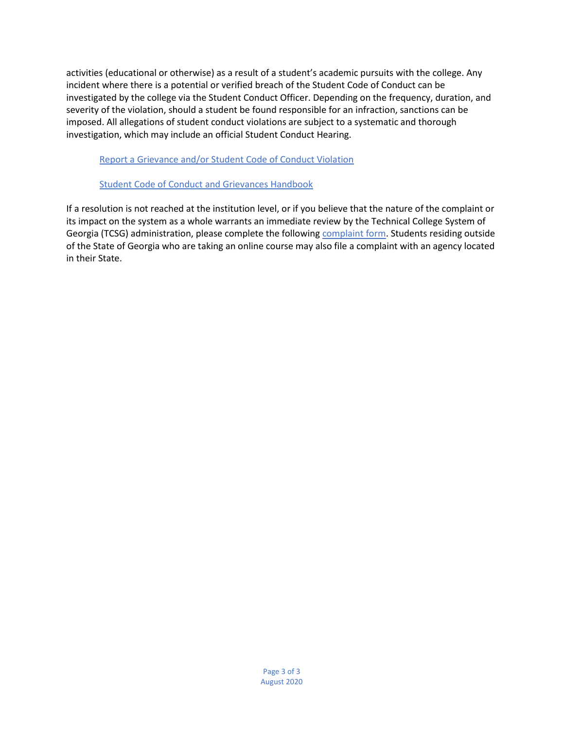activities (educational or otherwise) as a result of a student's academic pursuits with the college. Any incident where there is a potential or verified breach of the Student Code of Conduct can be investigated by the college via the Student Conduct Officer. Depending on the frequency, duration, and severity of the violation, should a student be found responsible for an infraction, sanctions can be imposed. All allegations of student conduct violations are subject to a systematic and thorough investigation, which may include an official Student Conduct Hearing.

Report a Grievance and/or Student Code of Conduct Violation

Student Code of Conduct and Grievances Handbook

If a resolution is not reached at the institution level, or if you believe that the nature of the complaint or its impact on the system as a whole warrants an immediate review by the Technical College System of Georgia (TCSG) administration, please complete the following complaint form. Students residing outside of the State of Georgia who are taking an online course may also file a complaint with an agency located in their State.